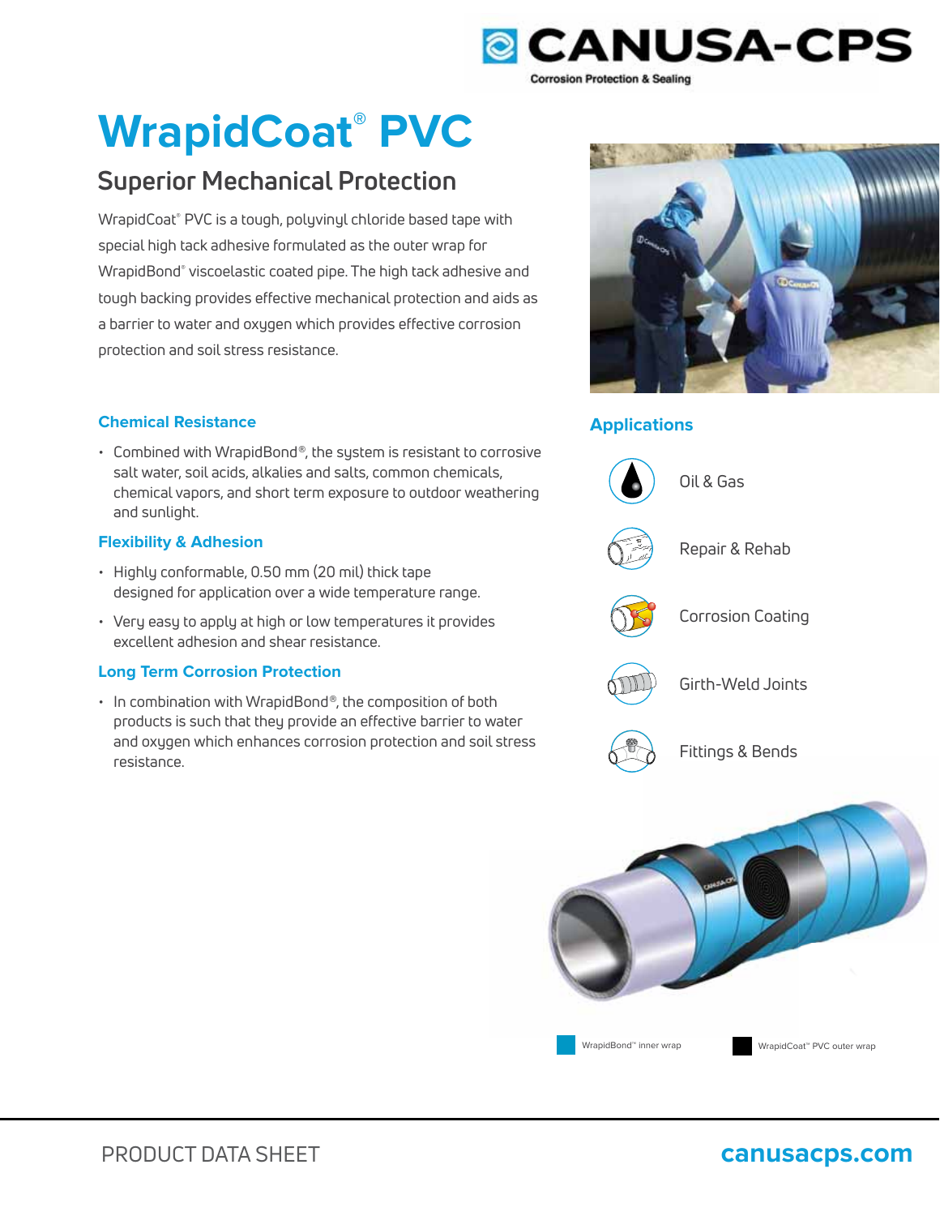# WrapidCoat® PVC

## Superior Mechanical Protection

WrapidCoat® PVC is a tough, polyvinyl chloride based tape with special high tack adhesive formulated as the outer wrap for WrapidBond® viscoelastic coated pipe. The high tack adhesive and tough backing provides effective mechanical protection and aids as a barrier to water and oxygen which provides effective corrosion protection and soil stress resistance.

### Chemical Resistance

- Combined with WrapidBond®, the system is resistant to corrosive salt water, soil acids, alkalies and salts, common chemicals, chemical vapors, and short term exposure to outdoor weathering and sunlight.

### Flexibility & Adhesion

- Highly conformable, 0.50 mm (20 mil) thick tape designed for application over a wide temperature range.
- Very easy to apply at high or low temperatures it provides excellent adhesion and shear resistance.

### Long Term Corrosion Protection

- In combination with WrapidBond®, the composition of both products is such that they provide an effective barrier to water and oxygen which enhances corrosion protection and soil stress resistance.

### Applications

- Oil & Gas
- Repair & Rehab
- Corrosion Coating
- Girth-Weld Joints
- Fittings & Bends

WrapidBond™ inner wrap

WrapidCoat™ PVC outer wrap

PRODUCT DATA SHEET

canusacps.com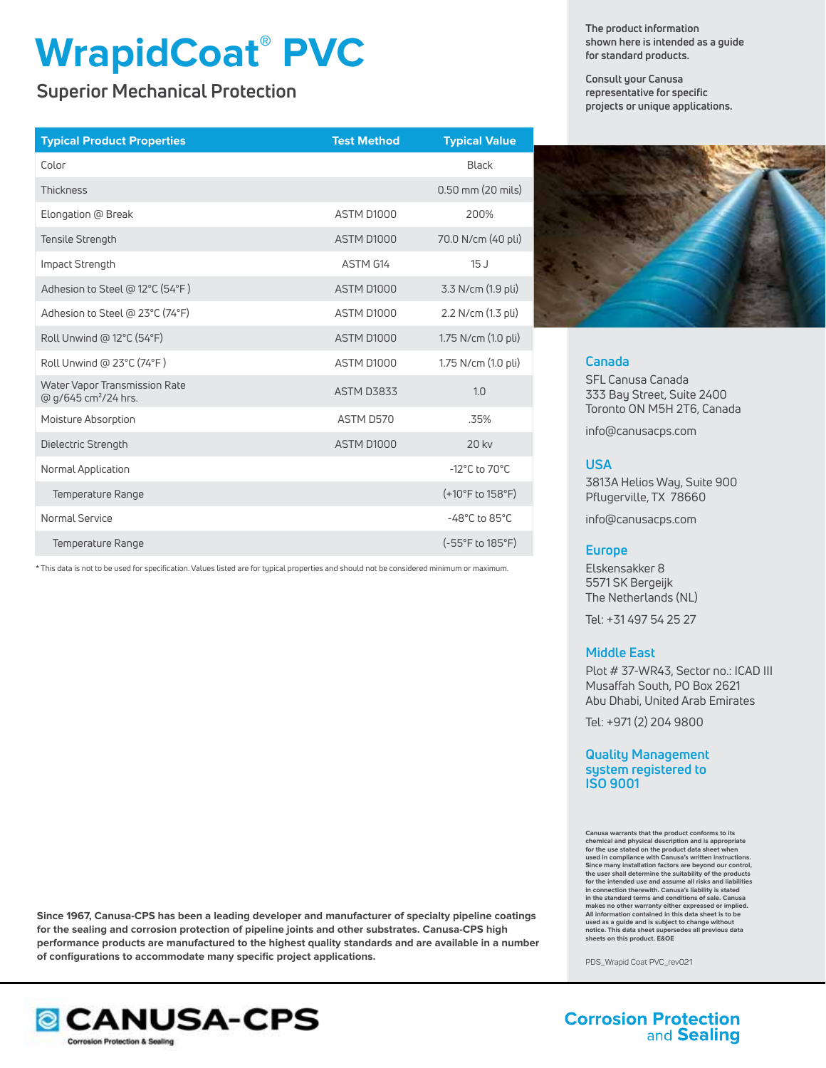# WrapidCoat® PVC

## Superior Mechanical Protection

The product information shown here is intended as a guide for standard products.

Consult your Canusa representative for specific projects or unique applications.

| Typical Product Properties | Test Method | Typical Value |
|---|---|---|
| Color | | Black |
| Thickness | | 0.50 mm (20 mils) |
| Elongation @ Break | ASTM D1000 | 200% |
| Tensile Strength | ASTM D1000 | 70.0 N/cm (40 pli) |
| Impact Strength | ASTM G14 | 15 J |
| Adhesion to Steel @ 12°C (54°F ) | ASTM D1000 | 3.3 N/cm (1.9 pli) |
| Adhesion to Steel @ 23°C (74°F) | ASTM D1000 | 2.2 N/cm (1.3 pli) |
| Roll Unwind @ 12°C (54°F) | ASTM D1000 | 1.75 N/cm (1.0 pli) |
| Roll Unwind @ 23°C (74°F ) | ASTM D1000 | 1.75 N/cm (1.0 pli) |
| Water Vapor Transmission Rate @ g/645 $cm^2$/24 hrs. | ASTM D3833 | 1.0 |
| Moisture Absorption | ASTM D570 | .35% |
| Dielectric Strength | ASTM D1000 | 20 kv |
| Normal Application | | -12°C to 70°C |
| Temperature Range | | (+10°F to 158°F) |
| Normal Service | | -48°C to 85°C |
| Temperature Range | | (-55°F to 185°F) |

* This data is not to be used for specification. Values listed are for typical properties and should not be considered minimum or maximum.

**Since 1967, Canusa-CPS has been a leading developer and manufacturer of specialty pipeline coatings for the sealing and corrosion protection of pipeline joints and other substrates. Canusa-CPS high performance products are manufactured to the highest quality standards and are available in a number of configurations to accommodate many specific project applications.**

### Canada

SFL Canusa Canada
333 Bay Street, Suite 2400
Toronto ON M5H 2T6, Canada

info@canusacps.com

### USA

3813A Helios Way, Suite 900
Pflugerville, TX 78660

info@canusacps.com

### Europe

Elskensakker 8
5571 SK Bergeijk
The Netherlands (NL)

Tel: +31 497 54 25 27

### Middle East

Plot # 37-WR43, Sector no.: ICAD III
Musaffah South, PO Box 2621
Abu Dhabi, United Arab Emirates

Tel: +971 (2) 204 9800

### Quality Management system registered to ISO 9001

Canusa warrants that the product conforms to its chemical and physical description and is appropriate for the use stated on the product data sheet when used in compliance with Canusa's written instructions. Since many installation factors are beyond our control, the user shall determine the suitability of the products for the intended use and assume all risks and liabilities in connection therewith. Canusa's liability is stated in the standard terms and conditions of sale. Canusa makes no other warranty either expressed or implied. All information contained in this data sheet is to be used as a guide and is subject to change without notice. This data sheet supersedes all previous data sheets on this product. E&OE

PDS_Wrapid Coat PVC_rev021

CANUSA-CPS
Corrosion Protection & Sealing

Corrosion Protection and Sealing